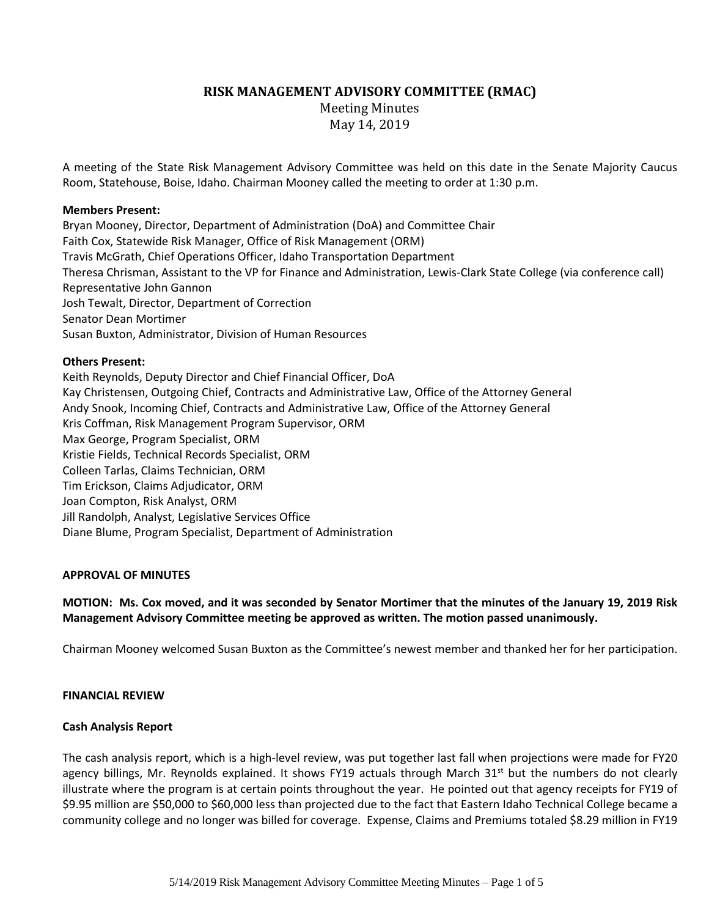# RISK MANAGEMENT ADVISORY COMMITTEE (RMAC)

Meeting Minutes
May 14, 2019

A meeting of the State Risk Management Advisory Committee was held on this date in the Senate Majority Caucus Room, Statehouse, Boise, Idaho. Chairman Mooney called the meeting to order at 1:30 p.m.

**Members Present:**
Bryan Mooney, Director, Department of Administration (DoA) and Committee Chair
Faith Cox, Statewide Risk Manager, Office of Risk Management (ORM)
Travis McGrath, Chief Operations Officer, Idaho Transportation Department
Theresa Chrisman, Assistant to the VP for Finance and Administration, Lewis-Clark State College (via conference call)
Representative John Gannon
Josh Tewalt, Director, Department of Correction
Senator Dean Mortimer
Susan Buxton, Administrator, Division of Human Resources

**Others Present:**
Keith Reynolds, Deputy Director and Chief Financial Officer, DoA
Kay Christensen, Outgoing Chief, Contracts and Administrative Law, Office of the Attorney General
Andy Snook, Incoming Chief, Contracts and Administrative Law, Office of the Attorney General
Kris Coffman, Risk Management Program Supervisor, ORM
Max George, Program Specialist, ORM
Kristie Fields, Technical Records Specialist, ORM
Colleen Tarlas, Claims Technician, ORM
Tim Erickson, Claims Adjudicator, ORM
Joan Compton, Risk Analyst, ORM
Jill Randolph, Analyst, Legislative Services Office
Diane Blume, Program Specialist, Department of Administration

**APPROVAL OF MINUTES**

**MOTION: Ms. Cox moved, and it was seconded by Senator Mortimer that the minutes of the January 19, 2019 Risk Management Advisory Committee meeting be approved as written. The motion passed unanimously.**

Chairman Mooney welcomed Susan Buxton as the Committee's newest member and thanked her for her participation.

**FINANCIAL REVIEW**

**Cash Analysis Report**

The cash analysis report, which is a high-level review, was put together last fall when projections were made for FY20 agency billings, Mr. Reynolds explained. It shows FY19 actuals through March 31st but the numbers do not clearly illustrate where the program is at certain points throughout the year. He pointed out that agency receipts for FY19 of $9.95 million are $50,000 to $60,000 less than projected due to the fact that Eastern Idaho Technical College became a community college and no longer was billed for coverage. Expense, Claims and Premiums totaled $8.29 million in FY19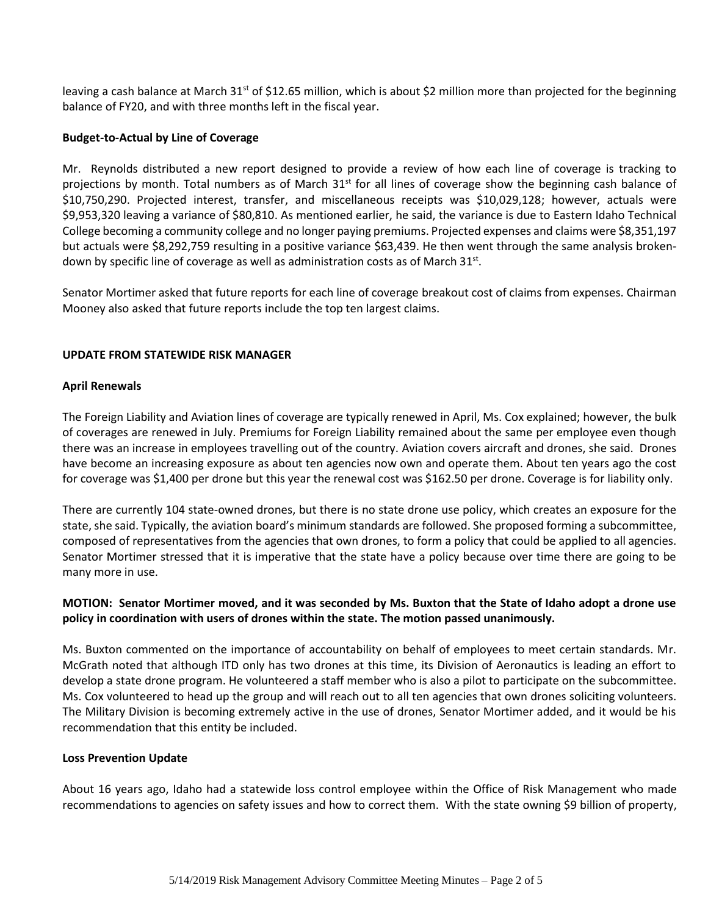leaving a cash balance at March 31st of $12.65 million, which is about $2 million more than projected for the beginning balance of FY20, and with three months left in the fiscal year.

**Budget-to-Actual by Line of Coverage**

Mr. Reynolds distributed a new report designed to provide a review of how each line of coverage is tracking to projections by month. Total numbers as of March 31st for all lines of coverage show the beginning cash balance of $10,750,290. Projected interest, transfer, and miscellaneous receipts was $10,029,128; however, actuals were $9,953,320 leaving a variance of $80,810. As mentioned earlier, he said, the variance is due to Eastern Idaho Technical College becoming a community college and no longer paying premiums. Projected expenses and claims were $8,351,197 but actuals were $8,292,759 resulting in a positive variance $63,439. He then went through the same analysis broken-down by specific line of coverage as well as administration costs as of March 31st.

Senator Mortimer asked that future reports for each line of coverage breakout cost of claims from expenses. Chairman Mooney also asked that future reports include the top ten largest claims.

## UPDATE FROM STATEWIDE RISK MANAGER

**April Renewals**

The Foreign Liability and Aviation lines of coverage are typically renewed in April, Ms. Cox explained; however, the bulk of coverages are renewed in July. Premiums for Foreign Liability remained about the same per employee even though there was an increase in employees travelling out of the country. Aviation covers aircraft and drones, she said. Drones have become an increasing exposure as about ten agencies now own and operate them. About ten years ago the cost for coverage was $1,400 per drone but this year the renewal cost was $162.50 per drone. Coverage is for liability only.

There are currently 104 state-owned drones, but there is no state drone use policy, which creates an exposure for the state, she said. Typically, the aviation board's minimum standards are followed. She proposed forming a subcommittee, composed of representatives from the agencies that own drones, to form a policy that could be applied to all agencies. Senator Mortimer stressed that it is imperative that the state have a policy because over time there are going to be many more in use.

**MOTION: Senator Mortimer moved, and it was seconded by Ms. Buxton that the State of Idaho adopt a drone use policy in coordination with users of drones within the state. The motion passed unanimously.**

Ms. Buxton commented on the importance of accountability on behalf of employees to meet certain standards. Mr. McGrath noted that although ITD only has two drones at this time, its Division of Aeronautics is leading an effort to develop a state drone program. He volunteered a staff member who is also a pilot to participate on the subcommittee. Ms. Cox volunteered to head up the group and will reach out to all ten agencies that own drones soliciting volunteers. The Military Division is becoming extremely active in the use of drones, Senator Mortimer added, and it would be his recommendation that this entity be included.

**Loss Prevention Update**

About 16 years ago, Idaho had a statewide loss control employee within the Office of Risk Management who made recommendations to agencies on safety issues and how to correct them. With the state owning $9 billion of property,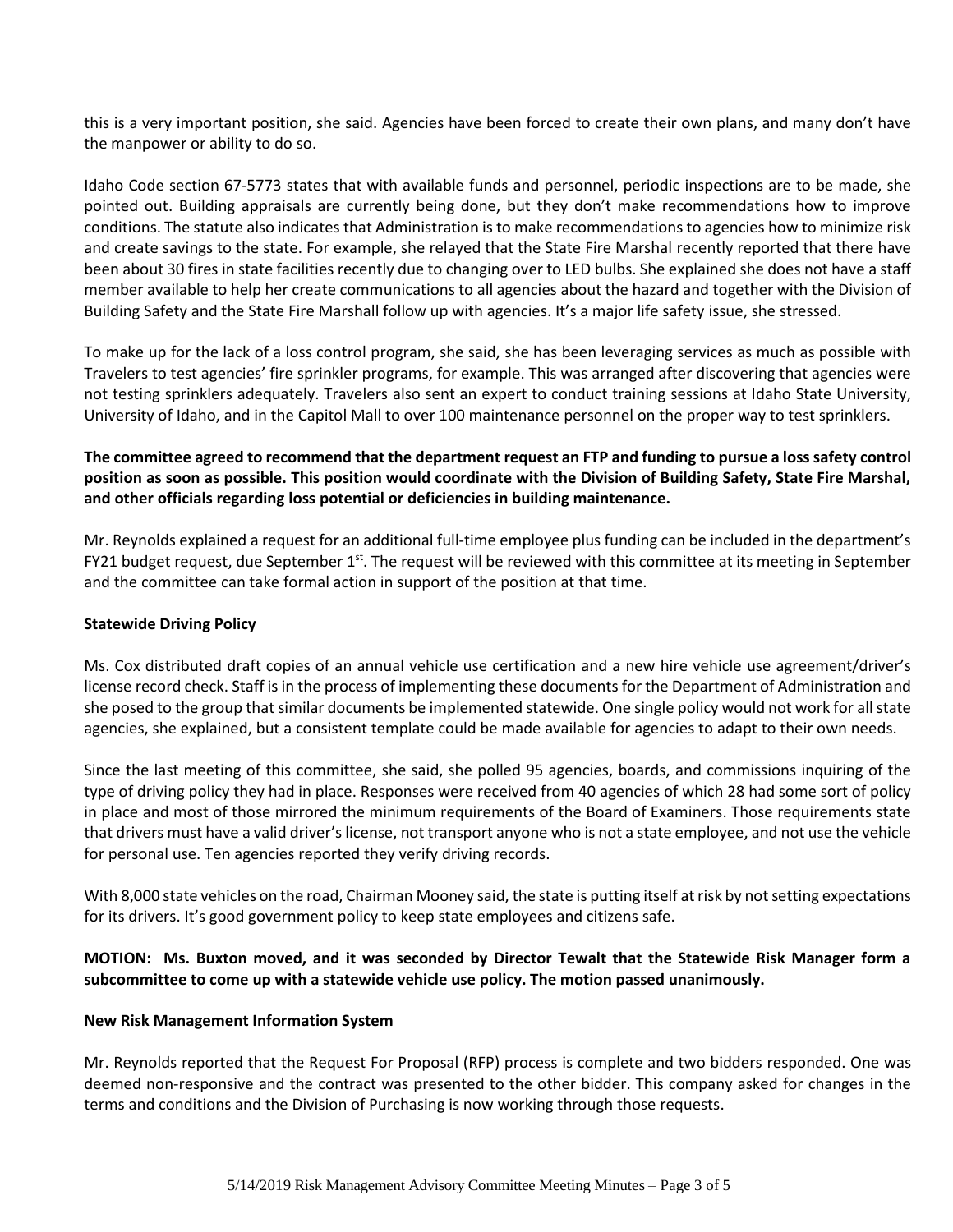this is a very important position, she said. Agencies have been forced to create their own plans, and many don't have the manpower or ability to do so.

Idaho Code section 67-5773 states that with available funds and personnel, periodic inspections are to be made, she pointed out. Building appraisals are currently being done, but they don't make recommendations how to improve conditions. The statute also indicates that Administration is to make recommendations to agencies how to minimize risk and create savings to the state. For example, she relayed that the State Fire Marshal recently reported that there have been about 30 fires in state facilities recently due to changing over to LED bulbs. She explained she does not have a staff member available to help her create communications to all agencies about the hazard and together with the Division of Building Safety and the State Fire Marshall follow up with agencies. It's a major life safety issue, she stressed.

To make up for the lack of a loss control program, she said, she has been leveraging services as much as possible with Travelers to test agencies' fire sprinkler programs, for example. This was arranged after discovering that agencies were not testing sprinklers adequately. Travelers also sent an expert to conduct training sessions at Idaho State University, University of Idaho, and in the Capitol Mall to over 100 maintenance personnel on the proper way to test sprinklers.

**The committee agreed to recommend that the department request an FTP and funding to pursue a loss safety control position as soon as possible. This position would coordinate with the Division of Building Safety, State Fire Marshal, and other officials regarding loss potential or deficiencies in building maintenance.**

Mr. Reynolds explained a request for an additional full-time employee plus funding can be included in the department's FY21 budget request, due September 1st. The request will be reviewed with this committee at its meeting in September and the committee can take formal action in support of the position at that time.

**Statewide Driving Policy**

Ms. Cox distributed draft copies of an annual vehicle use certification and a new hire vehicle use agreement/driver's license record check. Staff is in the process of implementing these documents for the Department of Administration and she posed to the group that similar documents be implemented statewide. One single policy would not work for all state agencies, she explained, but a consistent template could be made available for agencies to adapt to their own needs.

Since the last meeting of this committee, she said, she polled 95 agencies, boards, and commissions inquiring of the type of driving policy they had in place. Responses were received from 40 agencies of which 28 had some sort of policy in place and most of those mirrored the minimum requirements of the Board of Examiners. Those requirements state that drivers must have a valid driver's license, not transport anyone who is not a state employee, and not use the vehicle for personal use. Ten agencies reported they verify driving records.

With 8,000 state vehicles on the road, Chairman Mooney said, the state is putting itself at risk by not setting expectations for its drivers. It's good government policy to keep state employees and citizens safe.

**MOTION: Ms. Buxton moved, and it was seconded by Director Tewalt that the Statewide Risk Manager form a subcommittee to come up with a statewide vehicle use policy. The motion passed unanimously.**

**New Risk Management Information System**

Mr. Reynolds reported that the Request For Proposal (RFP) process is complete and two bidders responded. One was deemed non-responsive and the contract was presented to the other bidder. This company asked for changes in the terms and conditions and the Division of Purchasing is now working through those requests.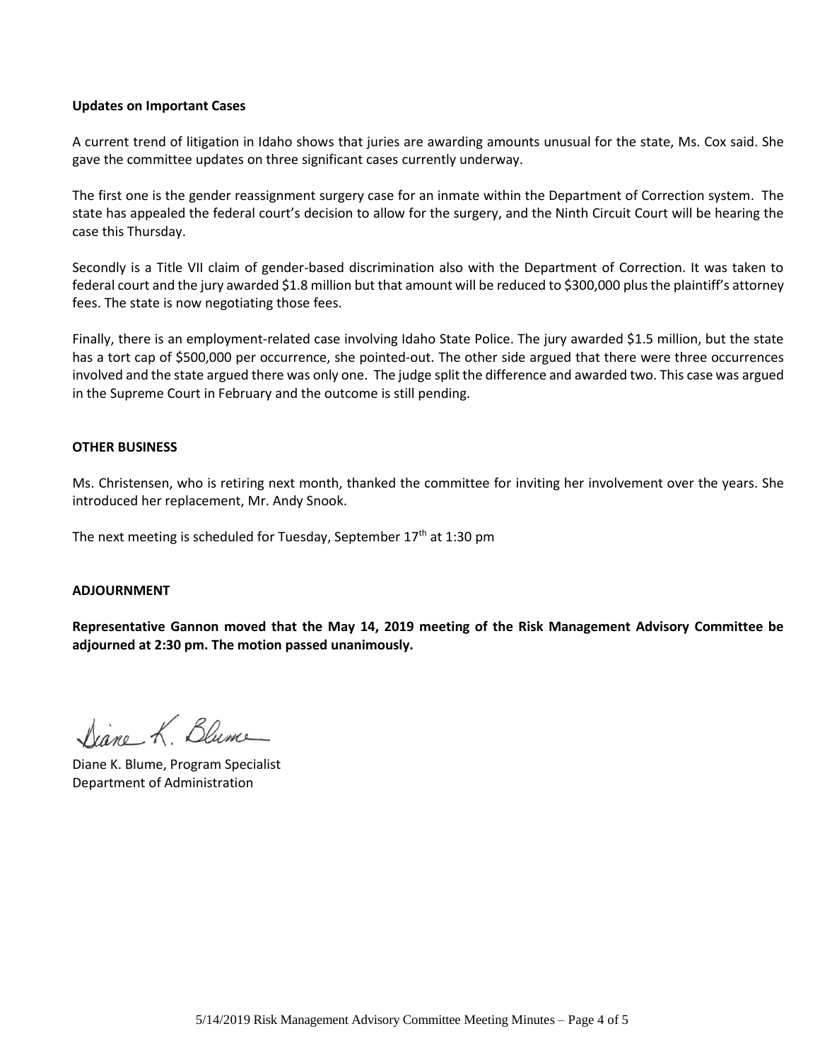**Updates on Important Cases**

A current trend of litigation in Idaho shows that juries are awarding amounts unusual for the state, Ms. Cox said. She gave the committee updates on three significant cases currently underway.

The first one is the gender reassignment surgery case for an inmate within the Department of Correction system. The state has appealed the federal court's decision to allow for the surgery, and the Ninth Circuit Court will be hearing the case this Thursday.

Secondly is a Title VII claim of gender-based discrimination also with the Department of Correction. It was taken to federal court and the jury awarded $1.8 million but that amount will be reduced to $300,000 plus the plaintiff's attorney fees. The state is now negotiating those fees.

Finally, there is an employment-related case involving Idaho State Police. The jury awarded $1.5 million, but the state has a tort cap of $500,000 per occurrence, she pointed-out. The other side argued that there were three occurrences involved and the state argued there was only one. The judge split the difference and awarded two. This case was argued in the Supreme Court in February and the outcome is still pending.

**OTHER BUSINESS**

Ms. Christensen, who is retiring next month, thanked the committee for inviting her involvement over the years. She introduced her replacement, Mr. Andy Snook.

The next meeting is scheduled for Tuesday, September 17th at 1:30 pm

**ADJOURNMENT**

**Representative Gannon moved that the May 14, 2019 meeting of the Risk Management Advisory Committee be adjourned at 2:30 pm. The motion passed unanimously.**

Diane K. Blume

Diane K. Blume, Program Specialist
Department of Administration